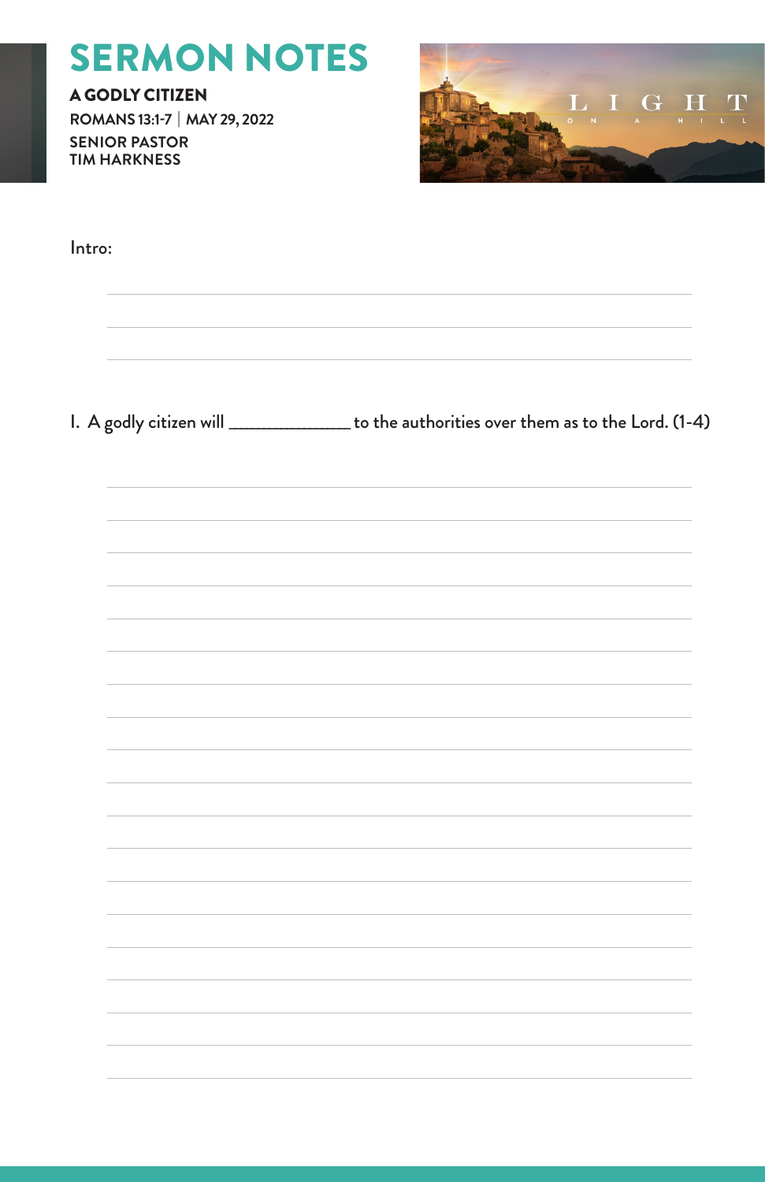# SERMON NOTES

**A GODLY CITIZEN**

**ROMANS 13:1-7 | MAY 29, 2022**

**SENIOR PASTOR**
**TIM HARKNESS**

Intro:

I. A godly citizen will _____________ to the authorities over them as to the Lord. (1-4)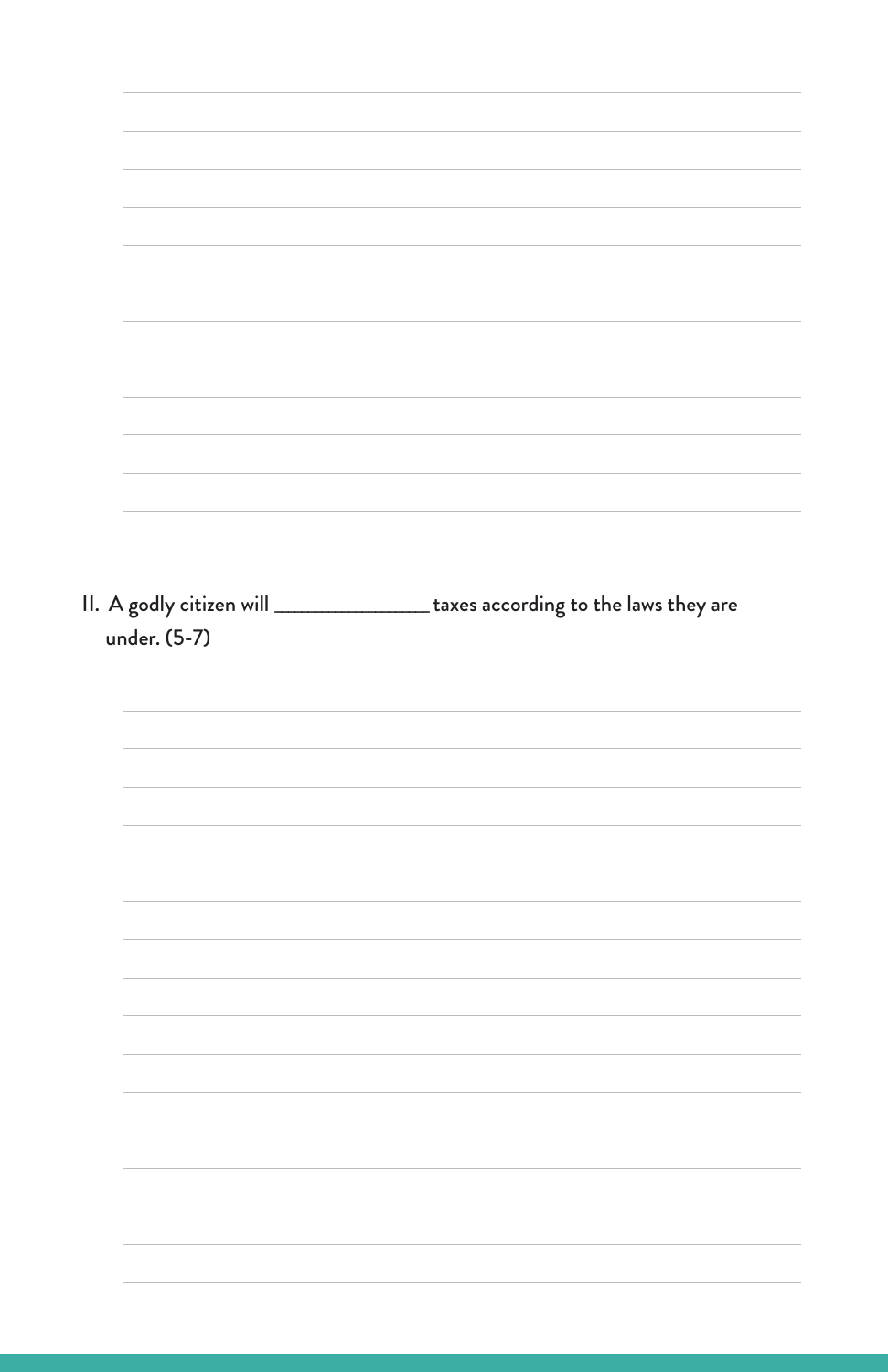II. A godly citizen will ______________ taxes according to the laws they are under. (5-7)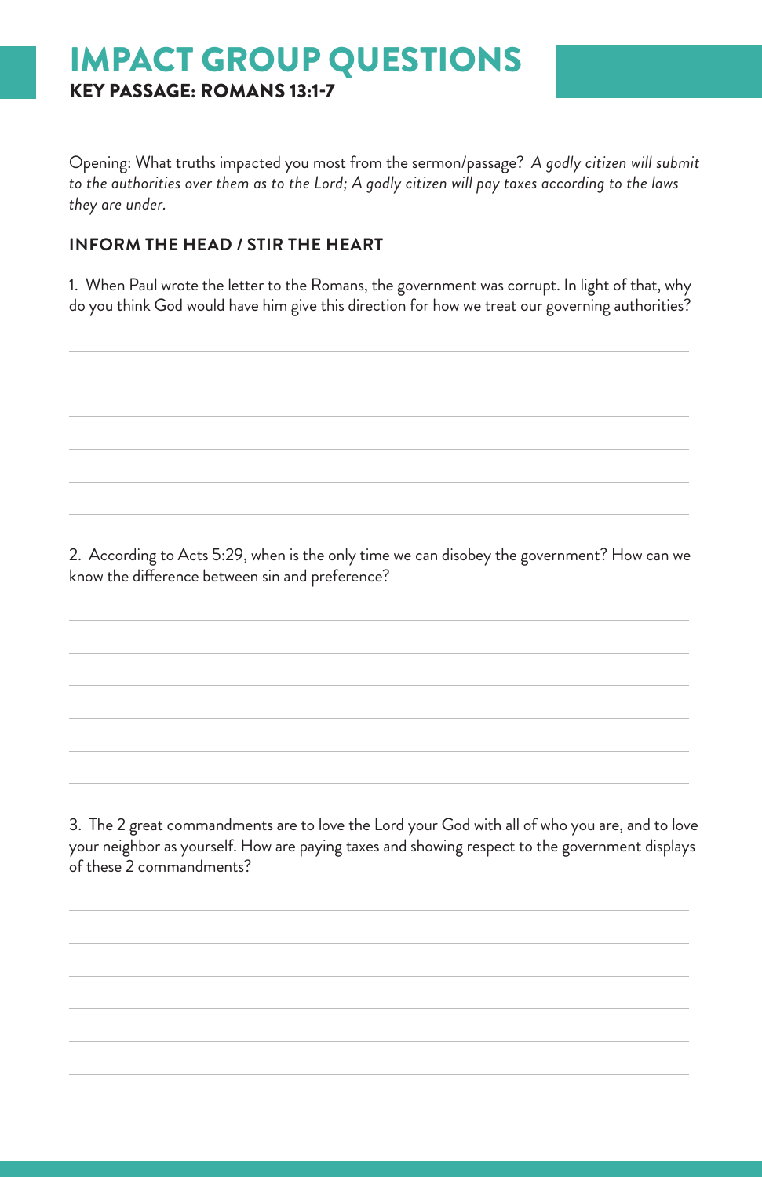# IMPACT GROUP QUESTIONS

## KEY PASSAGE: ROMANS 13:1-7

Opening: What truths impacted you most from the sermon/passage? *A godly citizen will submit to the authorities over them as to the Lord; A godly citizen will pay taxes according to the laws they are under.*

### INFORM THE HEAD / STIR THE HEART

1. When Paul wrote the letter to the Romans, the government was corrupt. In light of that, why do you think God would have him give this direction for how we treat our governing authorities?

2. According to Acts 5:29, when is the only time we can disobey the government? How can we know the difference between sin and preference?

3. The 2 great commandments are to love the Lord your God with all of who you are, and to love your neighbor as yourself. How are paying taxes and showing respect to the government displays of these 2 commandments?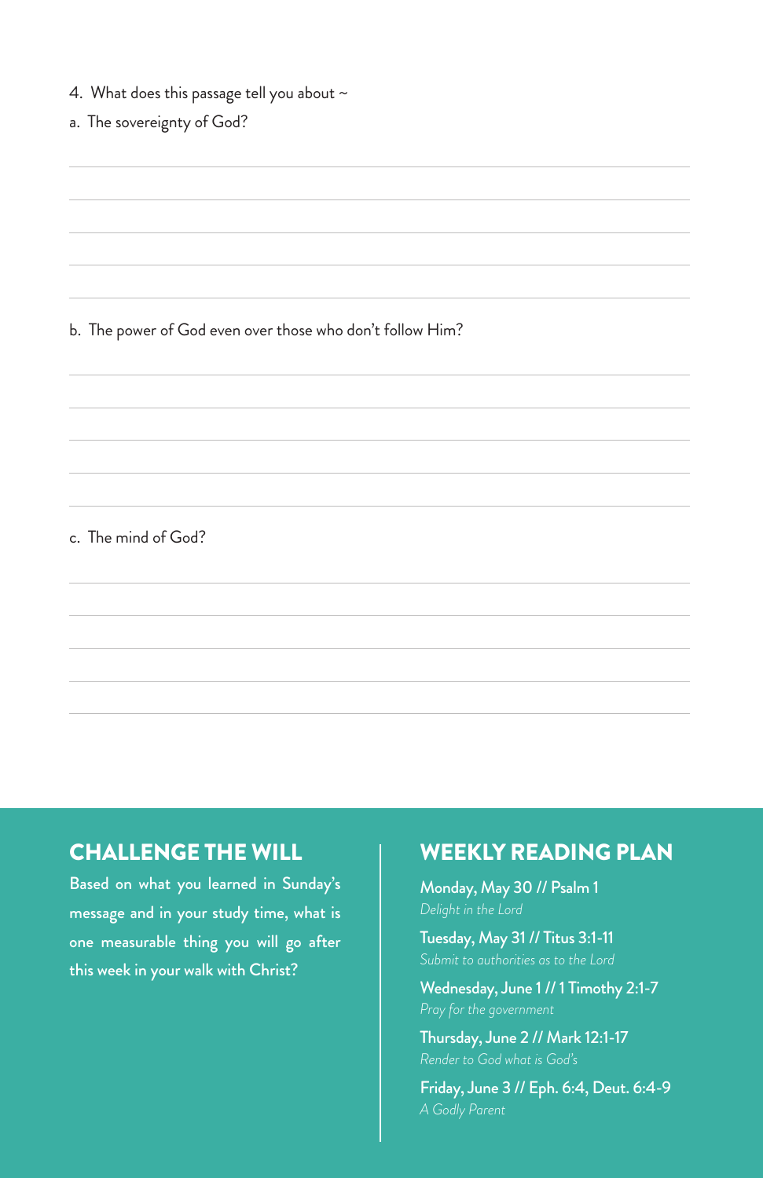4. What does this passage tell you about ~

a. The sovereignty of God?

b. The power of God even over those who don't follow Him?

c. The mind of God?

## CHALLENGE THE WILL

Based on what you learned in Sunday's message and in your study time, what is one measurable thing you will go after this week in your walk with Christ?

## WEEKLY READING PLAN

**Monday, May 30 // Psalm 1**
*Delight in the Lord*

**Tuesday, May 31 // Titus 3:1-11**
*Submit to authorities as to the Lord*

**Wednesday, June 1 // 1 Timothy 2:1-7**
*Pray for the government*

**Thursday, June 2 // Mark 12:1-17**
*Render to God what is God's*

**Friday, June 3 // Eph. 6:4, Deut. 6:4-9**
*A Godly Parent*